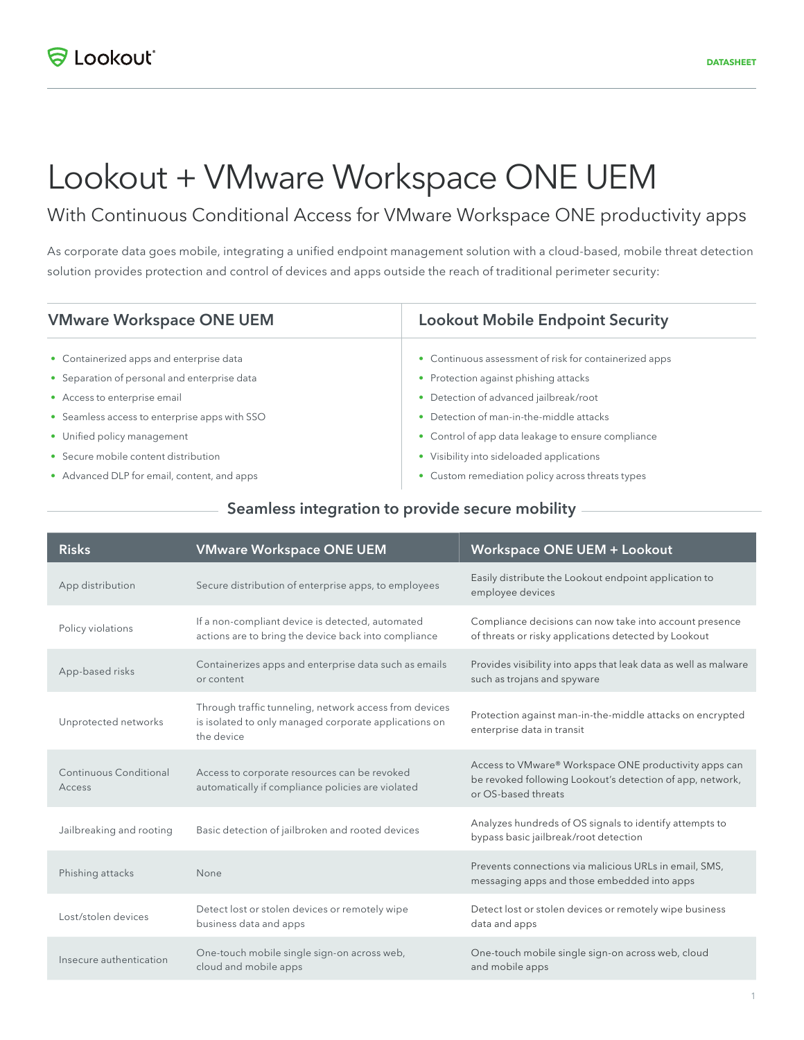Lookout

DATASHEET

# Lookout + VMware Workspace ONE UEM

## With Continuous Conditional Access for VMware Workspace ONE productivity apps

As corporate data goes mobile, integrating a unified endpoint management solution with a cloud-based, mobile threat detection solution provides protection and control of devices and apps outside the reach of traditional perimeter security:

### VMware Workspace ONE UEM

- Containerized apps and enterprise data
- Separation of personal and enterprise data
- Access to enterprise email
- Seamless access to enterprise apps with SSO
- Unified policy management
- Secure mobile content distribution
- Advanced DLP for email, content, and apps

### Lookout Mobile Endpoint Security

- Continuous assessment of risk for containerized apps
- Protection against phishing attacks
- Detection of advanced jailbreak/root
- Detection of man-in-the-middle attacks
- Control of app data leakage to ensure compliance
- Visibility into sideloaded applications
- Custom remediation policy across threats types

## Seamless integration to provide secure mobility

| Risks | VMware Workspace ONE UEM | Workspace ONE UEM + Lookout |
|---|---|---|
| App distribution | Secure distribution of enterprise apps, to employees | Easily distribute the Lookout endpoint application to employee devices |
| Policy violations | If a non-compliant device is detected, automated actions are to bring the device back into compliance | Compliance decisions can now take into account presence of threats or risky applications detected by Lookout |
| App-based risks | Containerizes apps and enterprise data such as emails or content | Provides visibility into apps that leak data as well as malware such as trojans and spyware |
| Unprotected networks | Through traffic tunneling, network access from devices is isolated to only managed corporate applications on the device | Protection against man-in-the-middle attacks on encrypted enterprise data in transit |
| Continuous Conditional Access | Access to corporate resources can be revoked automatically if compliance policies are violated | Access to VMware® Workspace ONE productivity apps can be revoked following Lookout's detection of app, network, or OS-based threats |
| Jailbreaking and rooting | Basic detection of jailbroken and rooted devices | Analyzes hundreds of OS signals to identify attempts to bypass basic jailbreak/root detection |
| Phishing attacks | None | Prevents connections via malicious URLs in email, SMS, messaging apps and those embedded into apps |
| Lost/stolen devices | Detect lost or stolen devices or remotely wipe business data and apps | Detect lost or stolen devices or remotely wipe business data and apps |
| Insecure authentication | One-touch mobile single sign-on across web, cloud and mobile apps | One-touch mobile single sign-on across web, cloud and mobile apps |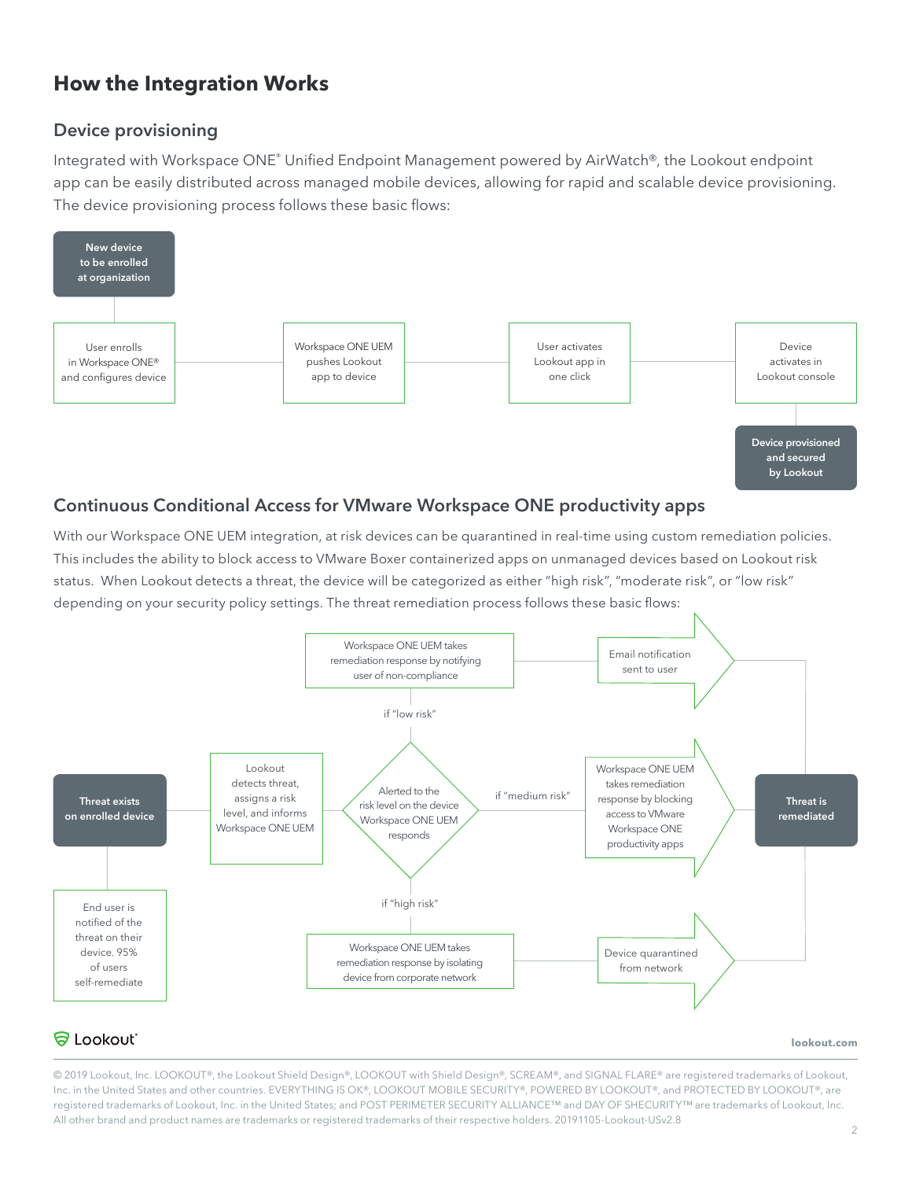# How the Integration Works

## Device provisioning

Integrated with Workspace ONE® Unified Endpoint Management powered by AirWatch®, the Lookout endpoint app can be easily distributed across managed mobile devices, allowing for rapid and scalable device provisioning. The device provisioning process follows these basic flows:

New device to be enrolled at organization

User enrolls in Workspace ONE® and configures device

Workspace ONE UEM pushes Lookout app to device

User activates Lookout app in one click

Device activates in Lookout console

Device provisioned and secured by Lookout

## Continuous Conditional Access for VMware Workspace ONE productivity apps

With our Workspace ONE UEM integration, at risk devices can be quarantined in real-time using custom remediation policies. This includes the ability to block access to VMware Boxer containerized apps on unmanaged devices based on Lookout risk status. When Lookout detects a threat, the device will be categorized as either "high risk", "moderate risk", or "low risk" depending on your security policy settings. The threat remediation process follows these basic flows:

Threat exists on enrolled device

End user is notified of the threat on their device. 95% of users self-remediate

Lookout detects threat, assigns a risk level, and informs Workspace ONE UEM

Alerted to the risk level on the device Workspace ONE UEM responds

if "low risk"

Workspace ONE UEM takes remediation response by notifying user of non-compliance

Email notification sent to user

if "medium risk"

Workspace ONE UEM takes remediation response by blocking access to VMware Workspace ONE productivity apps

if "high risk"

Workspace ONE UEM takes remediation response by isolating device from corporate network

Device quarantined from network

Threat is remediated

Lookout

lookout.com

© 2019 Lookout, Inc. LOOKOUT®, the Lookout Shield Design®, LOOKOUT with Shield Design®, SCREAM®, and SIGNAL FLARE® are registered trademarks of Lookout, Inc. in the United States and other countries. EVERYTHING IS OK®, LOOKOUT MOBILE SECURITY®, POWERED BY LOOKOUT®, and PROTECTED BY LOOKOUT®, are registered trademarks of Lookout, Inc. in the United States; and POST PERIMETER SECURITY ALLIANCE™ and DAY OF SHECURITY™ are trademarks of Lookout, Inc. All other brand and product names are trademarks or registered trademarks of their respective holders. 20191105-Lookout-USv2.8